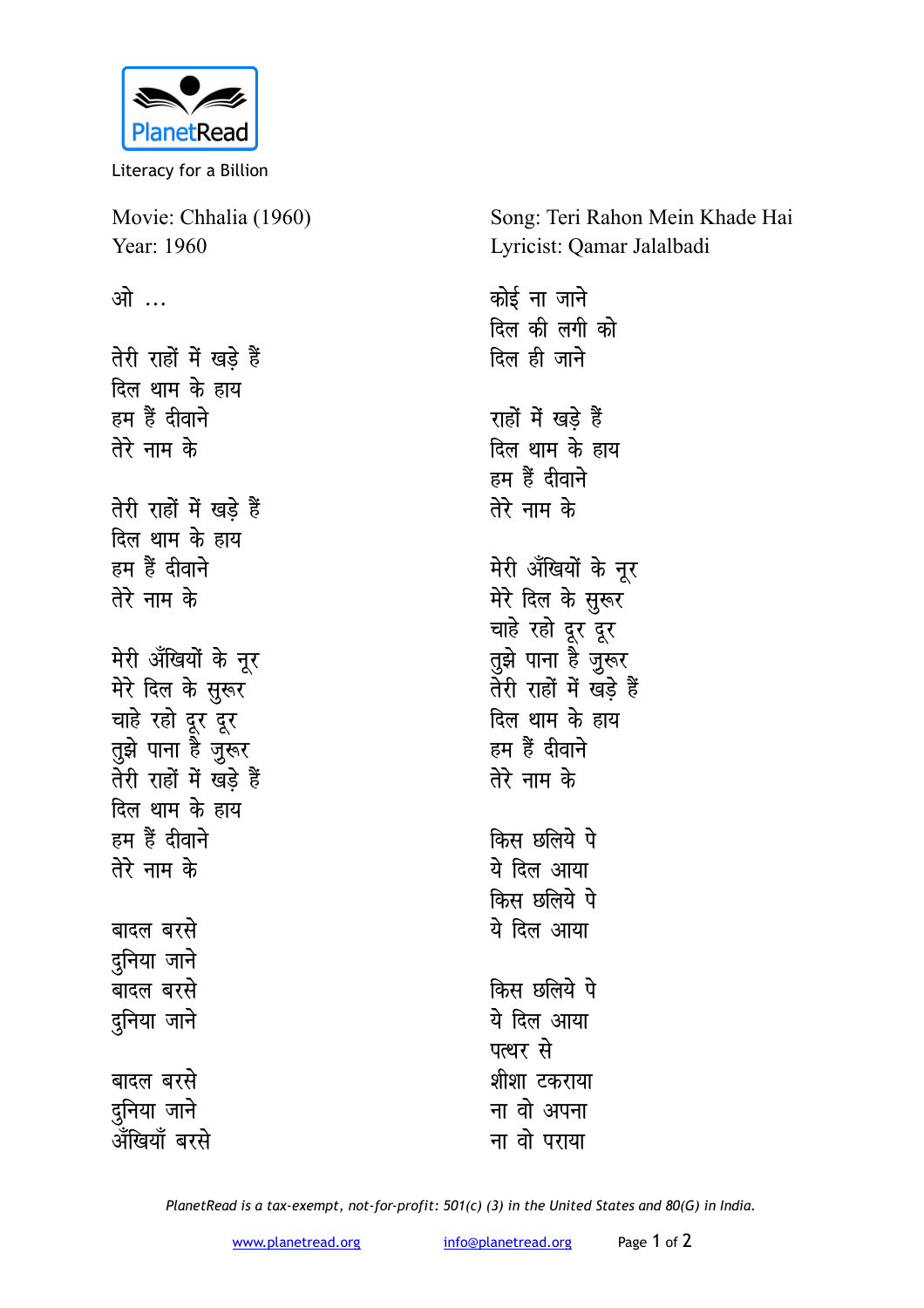PlanetRead

Literacy for a Billion

Movie: Chhalia (1960)
Year: 1960

Song: Teri Rahon Mein Khade Hai
Lyricist: Qamar Jalalbadi

ओ ...

तेरी राहों में खड़े हैं
दिल थाम के हाय
हम हैं दीवाने
तेरे नाम के

तेरी राहों में खड़े हैं
दिल थाम के हाय
हम हैं दीवाने
तेरे नाम के

मेरी अँखियों के नूर
मेरे दिल के सुरूर
चाहे रहो दूर दूर
तुझे पाना है ज़ुरूर
तेरी राहों में खड़े हैं
दिल थाम के हाय
हम हैं दीवाने
तेरे नाम के

बादल बरसे
दुनिया जाने
बादल बरसे
दुनिया जाने

बादल बरसे
दुनिया जाने
अँखियाँ बरसे
कोई ना जाने
दिल की लगी को
दिल ही जाने

राहों में खड़े हैं
दिल थाम के हाय
हम हैं दीवाने
तेरे नाम के

मेरी अँखियों के नूर
मेरे दिल के सुरूर
चाहे रहो दूर दूर
तुझे पाना है ज़ुरूर
तेरी राहों में खड़े हैं
दिल थाम के हाय
हम हैं दीवाने
तेरे नाम के

किस छलिये पे
ये दिल आया
किस छलिये पे
ये दिल आया

किस छलिये पे
ये दिल आया
पत्थर से
शीशा टकराया
ना वो अपना
ना वो पराया

*PlanetRead is a tax-exempt, not-for-profit: 501(c) (3) in the United States and 80(G) in India.*

www.planetread.org info@planetread.org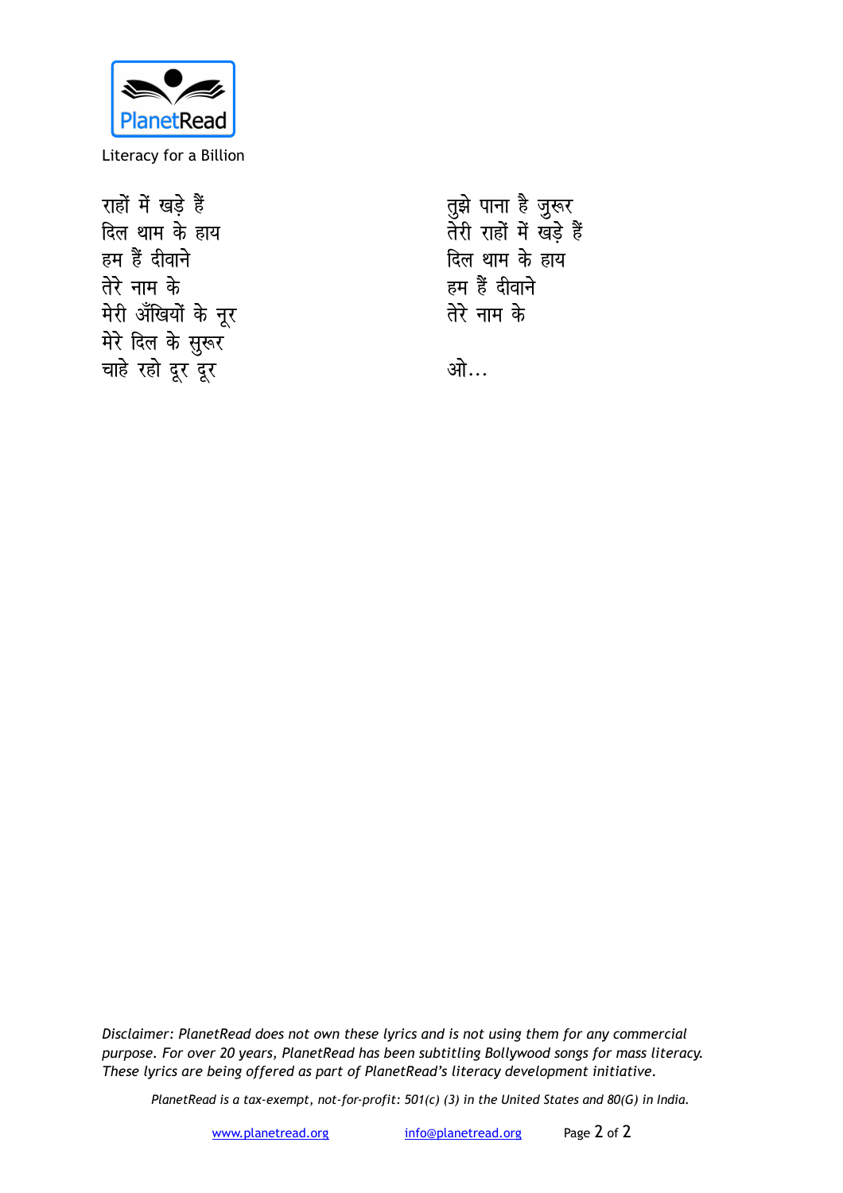Literacy for a Billion

राहों में खड़े हैं
दिल थाम के हाय
हम हैं दीवाने
तेरे नाम के
मेरी अँखियों के नूर
मेरे दिल के सुरूर
चाहे रहो दूर दूर

तुझे पाना है ज़रूर
तेरी राहों में खड़े हैं
दिल थाम के हाय
हम हैं दीवाने
तेरे नाम के

ओ...

*Disclaimer: PlanetRead does not own these lyrics and is not using them for any commercial purpose. For over 20 years, PlanetRead has been subtitling Bollywood songs for mass literacy. These lyrics are being offered as part of PlanetRead's literacy development initiative.*

*PlanetRead is a tax-exempt, not-for-profit: 501(c) (3) in the United States and 80(G) in India.*

www.planetread.org    info@planetread.org